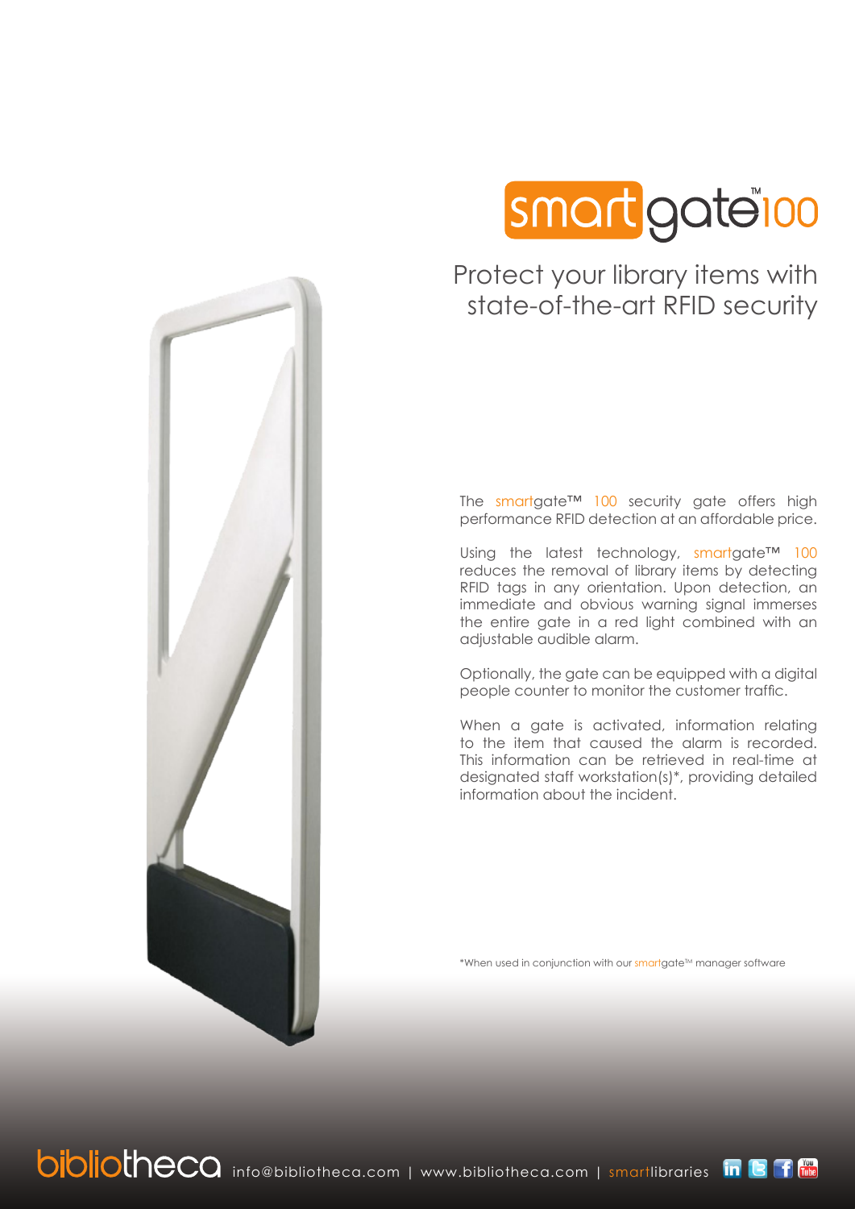# smartgate™100

## Protect your library items with state-of-the-art RFID security

The smartgate™ 100 security gate offers high performance RFID detection at an affordable price.

Using the latest technology, smartgate™ 100 reduces the removal of library items by detecting RFID tags in any orientation. Upon detection, an immediate and obvious warning signal immerses the entire gate in a red light combined with an adjustable audible alarm.

Optionally, the gate can be equipped with a digital people counter to monitor the customer traffic.

When a gate is activated, information relating to the item that caused the alarm is recorded. This information can be retrieved in real-time at designated staff workstation(s)*, providing detailed information about the incident.

*When used in conjunction with our smartgate™ manager software

bibliotheca info@bibliotheca.com | www.bibliotheca.com | smartlibraries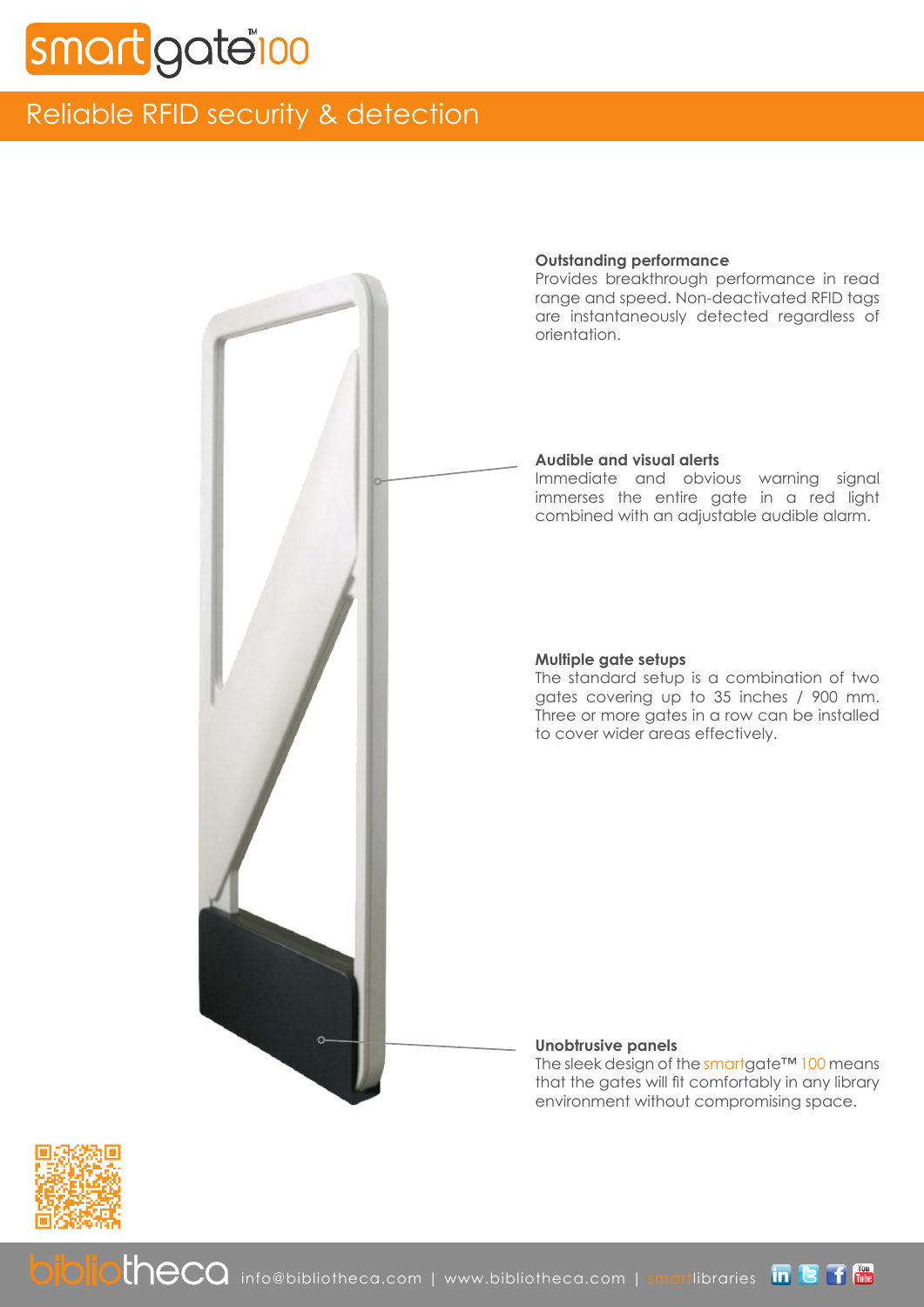# smartgate™ 100

## Reliable RFID security & detection

**Outstanding performance**
Provides breakthrough performance in read range and speed. Non-deactivated RFID tags are instantaneously detected regardless of orientation.

**Audible and visual alerts**
Immediate and obvious warning signal immerses the entire gate in a red light combined with an adjustable audible alarm.

**Multiple gate setups**
The standard setup is a combination of two gates covering up to 35 inches / 900 mm. Three or more gates in a row can be installed to cover wider areas effectively.

**Unobtrusive panels**
The sleek design of the smartgate™ 100 means that the gates will fit comfortably in any library environment without compromising space.

bibliotheca info@bibliotheca.com | www.bibliotheca.com | smartlibraries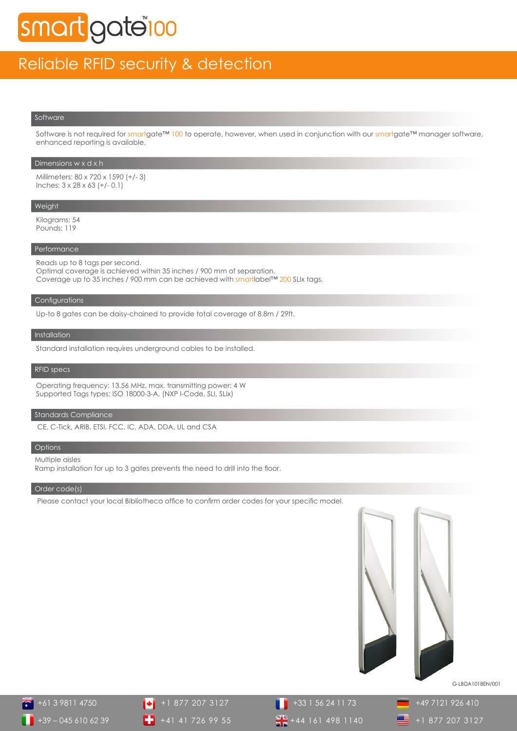# smartgate™ 100

## Reliable RFID security & detection

### Software

Software is not required for smartgate™ 100 to operate, however, when used in conjunction with our smartgate™ manager software, enhanced reporting is available.

### Dimensions w x d x h

Millimeters: 80 x 720 x 1590 (+/- 3)
Inches: 3 x 28 x 63 (+/- 0.1)

### Weight

Kilograms: 54
Pounds: 119

### Performance

Reads up to 8 tags per second.
Optimal coverage is achieved within 35 inches / 900 mm of separation.
Coverage up to 35 inches / 900 mm can be achieved with smartlabel™ 200 SLIx tags.

### Configurations

Up-to 8 gates can be daisy-chained to provide total coverage of 8.8m / 29ft.

### Installation

Standard installation requires underground cables to be installed.

### RFID specs

Operating frequency: 13.56 MHz, max. transmitting power: 4 W
Supported Tags types: ISO 18000-3-A, (NXP I-Code, SLI, SLIx)

### Standards Compliance

CE, C-Tick, ARIB, ETSI, FCC, IC, ADA, DDA, UL and CSA

### Options

Multiple aisles
Ramp installation for up to 3 gates prevents the need to drill into the floor.

### Order code(s)

Please contact your local Bibliotheca office to confirm order codes for your specific model.

G-LBDA1018EN/001

+61 3 9811 4750 | +1 877 207 3127 | +33 1 56 24 11 73 | +49 7121 926 410
+39 – 045 610 62 39 | +41 41 726 99 55 | +44 161 498 1140 | +1 877 207 3127